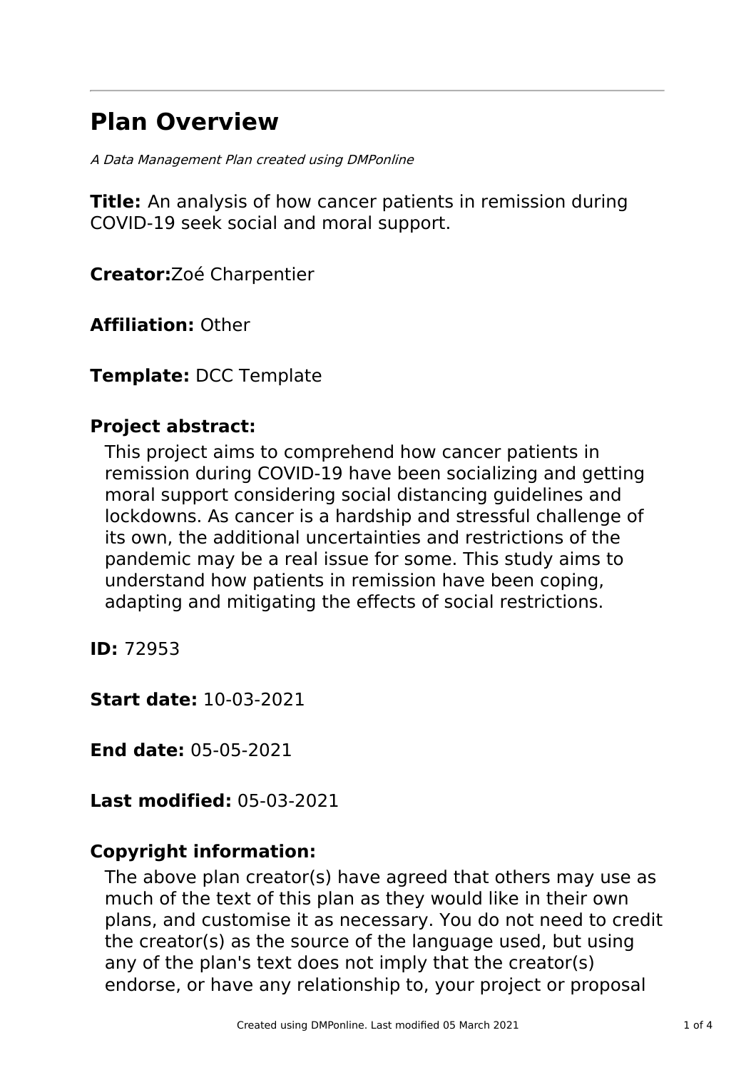# Plan Overview

*A Data Management Plan created using DMPonline*

**Title:** An analysis of how cancer patients in remission during COVID-19 seek social and moral support.

**Creator:**Zoé Charpentier

**Affiliation:** Other

**Template:** DCC Template

**Project abstract:**

This project aims to comprehend how cancer patients in remission during COVID-19 have been socializing and getting moral support considering social distancing guidelines and lockdowns. As cancer is a hardship and stressful challenge of its own, the additional uncertainties and restrictions of the pandemic may be a real issue for some. This study aims to understand how patients in remission have been coping, adapting and mitigating the effects of social restrictions.

**ID:** 72953

**Start date:** 10-03-2021

**End date:** 05-05-2021

**Last modified:** 05-03-2021

**Copyright information:**

The above plan creator(s) have agreed that others may use as much of the text of this plan as they would like in their own plans, and customise it as necessary. You do not need to credit the creator(s) as the source of the language used, but using any of the plan's text does not imply that the creator(s) endorse, or have any relationship to, your project or proposal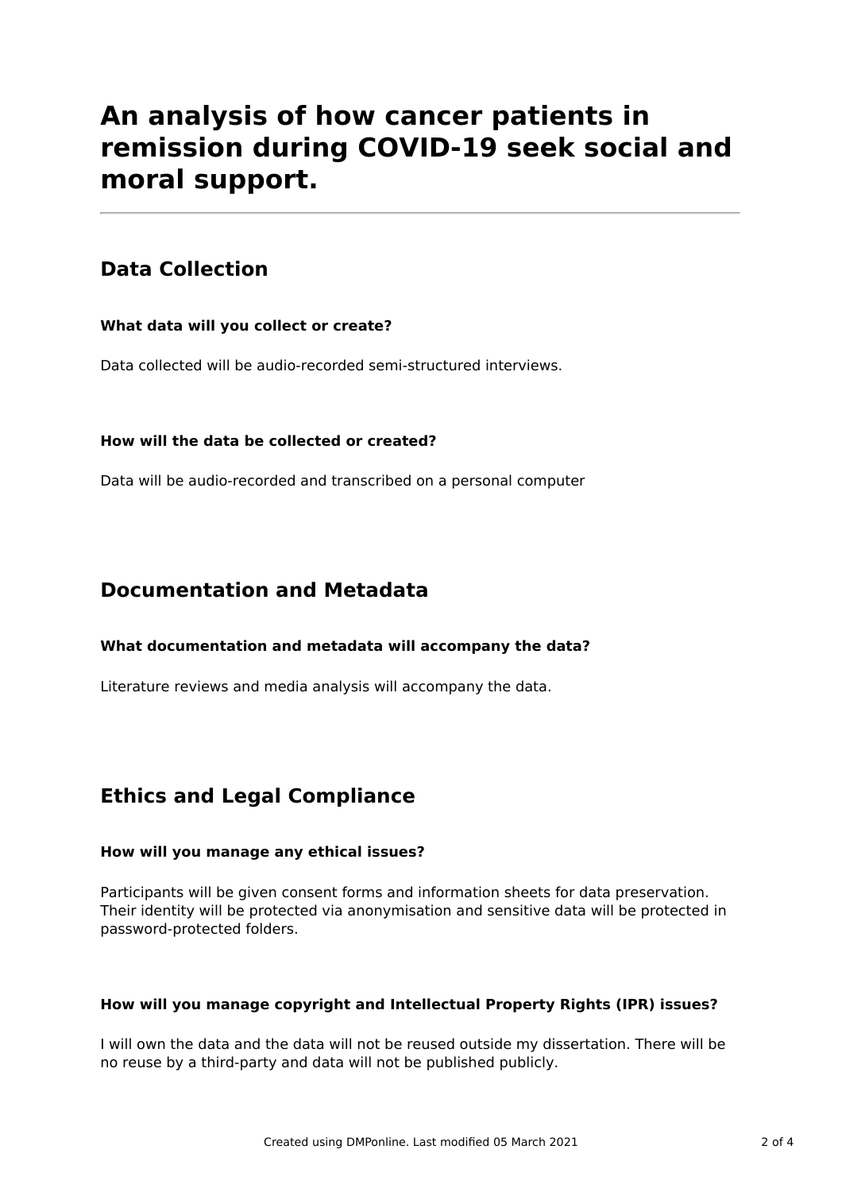# An analysis of how cancer patients in remission during COVID-19 seek social and moral support.

## Data Collection

### What data will you collect or create?

Data collected will be audio-recorded semi-structured interviews.

### How will the data be collected or created?

Data will be audio-recorded and transcribed on a personal computer

## Documentation and Metadata

### What documentation and metadata will accompany the data?

Literature reviews and media analysis will accompany the data.

## Ethics and Legal Compliance

### How will you manage any ethical issues?

Participants will be given consent forms and information sheets for data preservation. Their identity will be protected via anonymisation and sensitive data will be protected in password-protected folders.

### How will you manage copyright and Intellectual Property Rights (IPR) issues?

I will own the data and the data will not be reused outside my dissertation. There will be no reuse by a third-party and data will not be published publicly.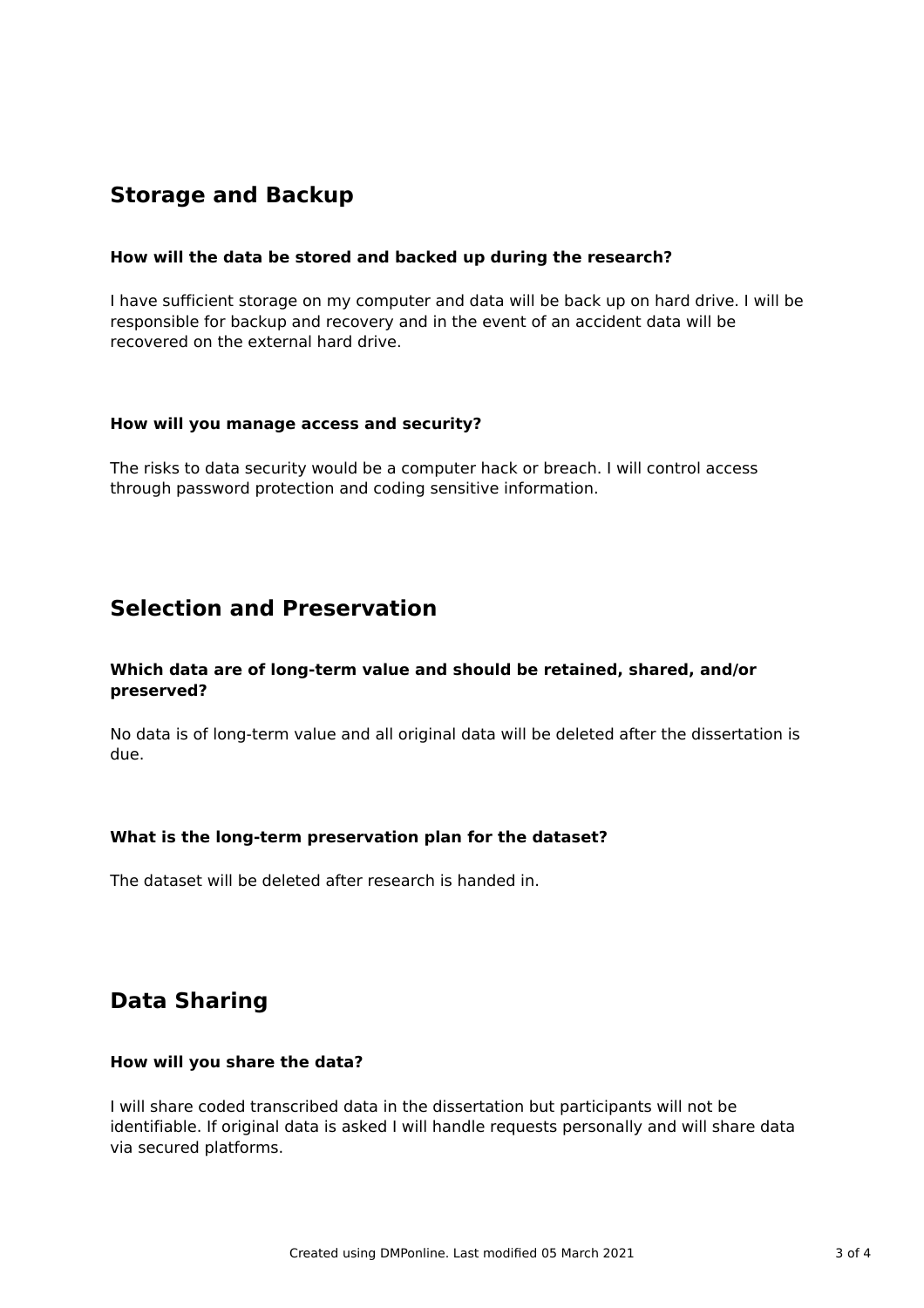## Storage and Backup

### How will the data be stored and backed up during the research?

I have sufficient storage on my computer and data will be back up on hard drive. I will be responsible for backup and recovery and in the event of an accident data will be recovered on the external hard drive.

### How will you manage access and security?

The risks to data security would be a computer hack or breach. I will control access through password protection and coding sensitive information.

## Selection and Preservation

### Which data are of long-term value and should be retained, shared, and/or preserved?

No data is of long-term value and all original data will be deleted after the dissertation is due.

### What is the long-term preservation plan for the dataset?

The dataset will be deleted after research is handed in.

## Data Sharing

### How will you share the data?

I will share coded transcribed data in the dissertation but participants will not be identifiable. If original data is asked I will handle requests personally and will share data via secured platforms.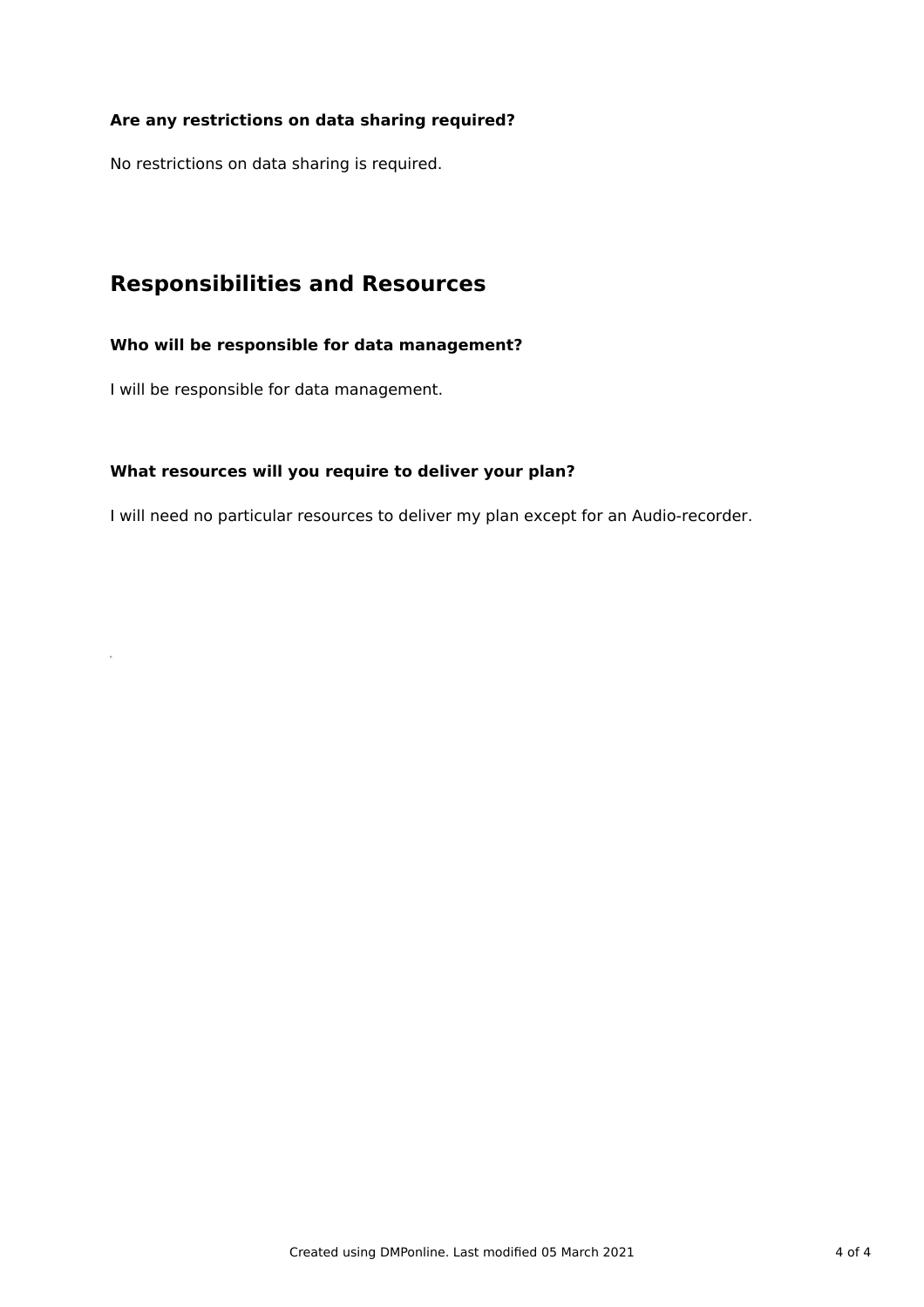### Are any restrictions on data sharing required?

No restrictions on data sharing is required.

## Responsibilities and Resources

### Who will be responsible for data management?

I will be responsible for data management.

### What resources will you require to deliver your plan?

I will need no particular resources to deliver my plan except for an Audio-recorder.